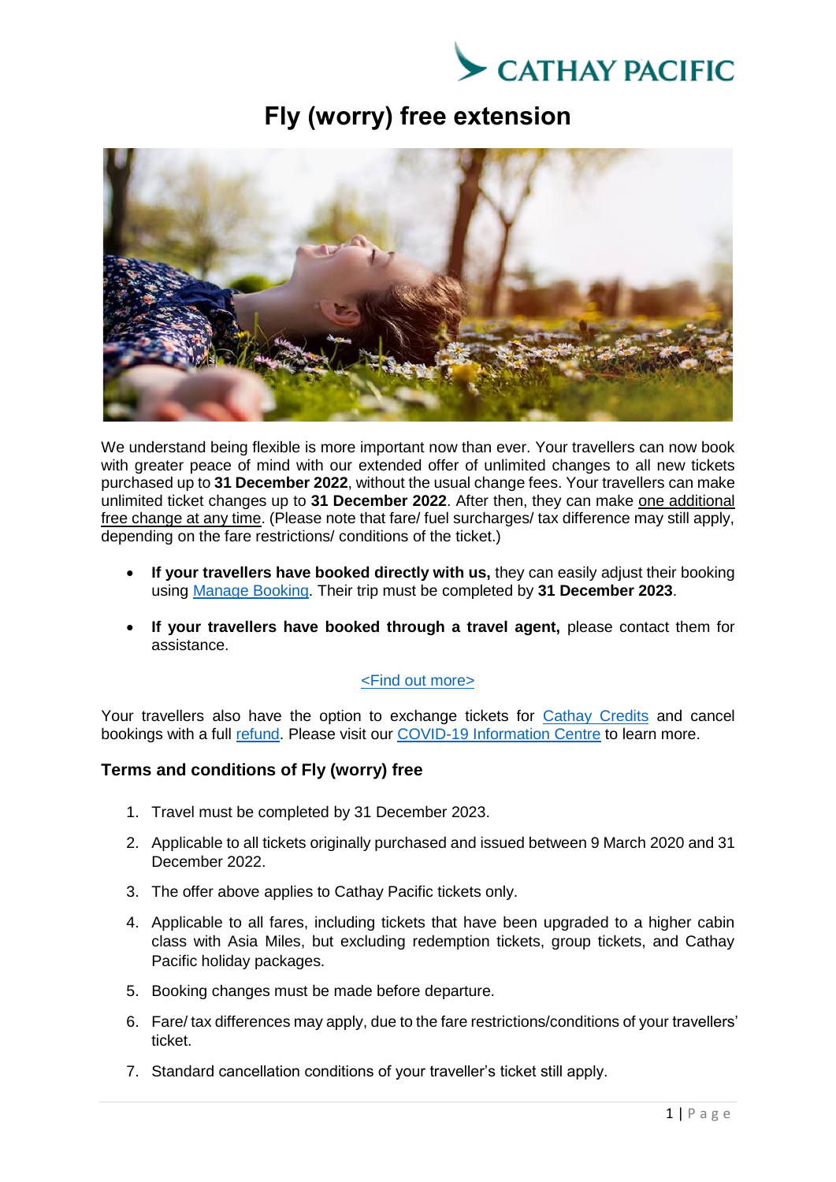CATHAY PACIFIC

# Fly (worry) free extension

We understand being flexible is more important now than ever. Your travellers can now book with greater peace of mind with our extended offer of unlimited changes to all new tickets purchased up to **31 December 2022**, without the usual change fees. Your travellers can make unlimited ticket changes up to **31 December 2022**. After then, they can make one additional free change at any time. (Please note that fare/ fuel surcharges/ tax difference may still apply, depending on the fare restrictions/ conditions of the ticket.)

- **If your travellers have booked directly with us,** they can easily adjust their booking using Manage Booking. Their trip must be completed by **31 December 2023**.
- **If your travellers have booked through a travel agent,** please contact them for assistance.

<Find out more>

Your travellers also have the option to exchange tickets for Cathay Credits and cancel bookings with a full refund. Please visit our COVID-19 Information Centre to learn more.

### Terms and conditions of Fly (worry) free

1. Travel must be completed by 31 December 2023.
2. Applicable to all tickets originally purchased and issued between 9 March 2020 and 31 December 2022.
3. The offer above applies to Cathay Pacific tickets only.
4. Applicable to all fares, including tickets that have been upgraded to a higher cabin class with Asia Miles, but excluding redemption tickets, group tickets, and Cathay Pacific holiday packages.
5. Booking changes must be made before departure.
6. Fare/ tax differences may apply, due to the fare restrictions/conditions of your travellers' ticket.
7. Standard cancellation conditions of your traveller's ticket still apply.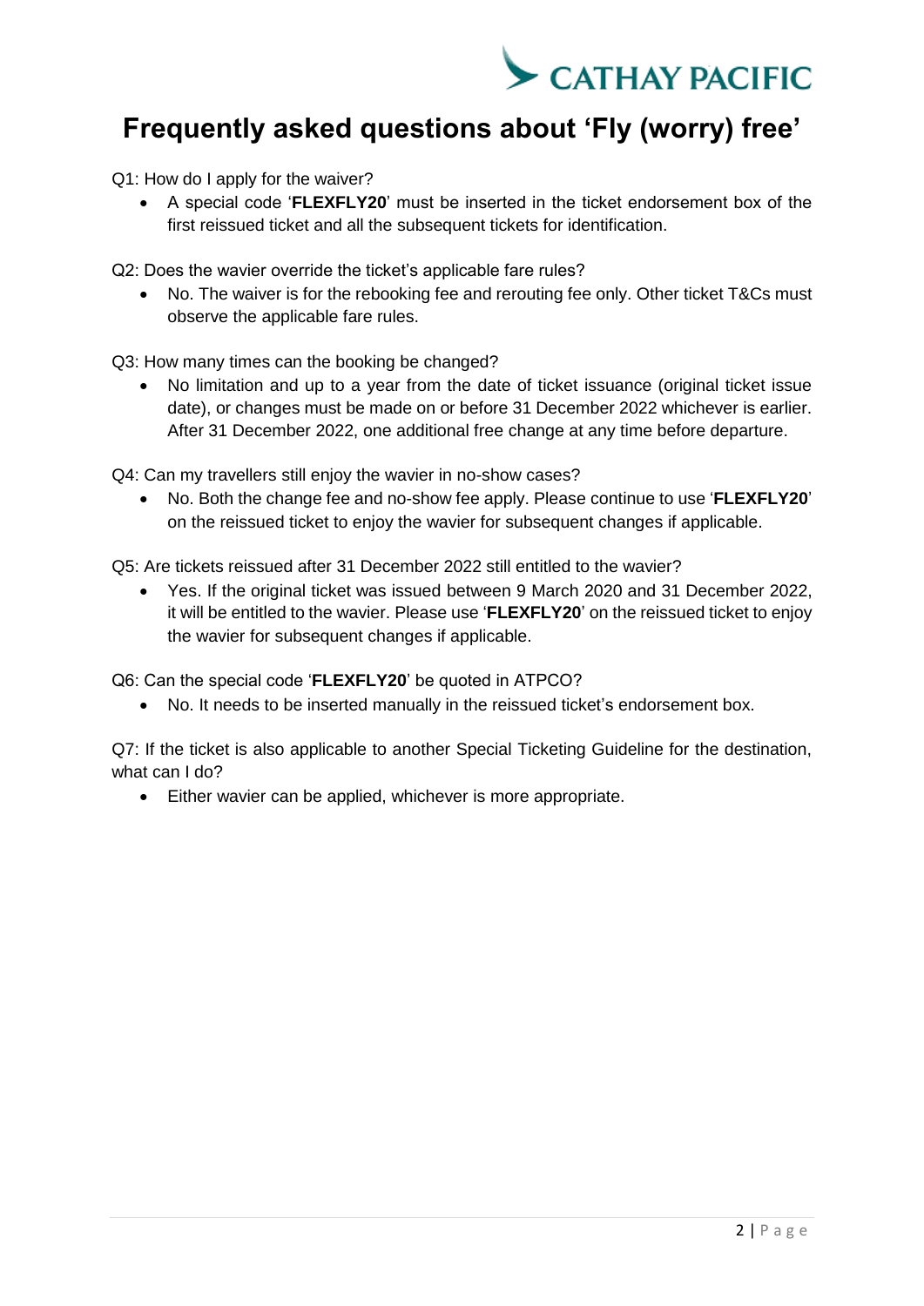# Frequently asked questions about 'Fly (worry) free'

Q1: How do I apply for the waiver?

- A special code '**FLEXFLY20**' must be inserted in the ticket endorsement box of the first reissued ticket and all the subsequent tickets for identification.

Q2: Does the wavier override the ticket's applicable fare rules?

- No. The waiver is for the rebooking fee and rerouting fee only. Other ticket T&Cs must observe the applicable fare rules.

Q3: How many times can the booking be changed?

- No limitation and up to a year from the date of ticket issuance (original ticket issue date), or changes must be made on or before 31 December 2022 whichever is earlier. After 31 December 2022, one additional free change at any time before departure.

Q4: Can my travellers still enjoy the wavier in no-show cases?

- No. Both the change fee and no-show fee apply. Please continue to use '**FLEXFLY20**' on the reissued ticket to enjoy the wavier for subsequent changes if applicable.

Q5: Are tickets reissued after 31 December 2022 still entitled to the wavier?

- Yes. If the original ticket was issued between 9 March 2020 and 31 December 2022, it will be entitled to the wavier. Please use '**FLEXFLY20**' on the reissued ticket to enjoy the wavier for subsequent changes if applicable.

Q6: Can the special code '**FLEXFLY20**' be quoted in ATPCO?

- No. It needs to be inserted manually in the reissued ticket's endorsement box.

Q7: If the ticket is also applicable to another Special Ticketing Guideline for the destination, what can I do?

- Either wavier can be applied, whichever is more appropriate.